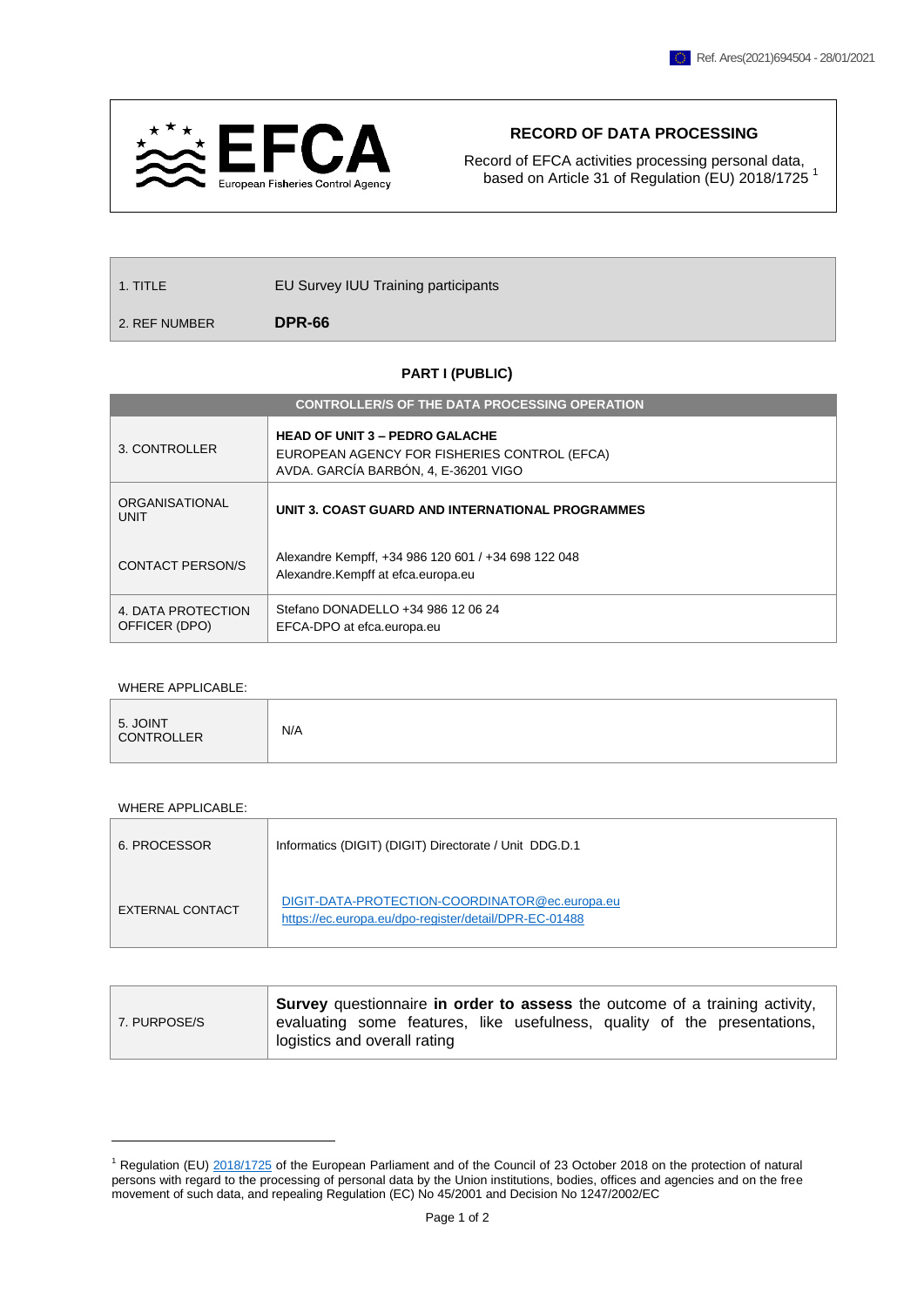Ref. Ares(2021)694504 - 28/01/2021

**EFCA** European Fisheries Control Agency

## RECORD OF DATA PROCESSING

Record of EFCA activities processing personal data, based on Article 31 of Regulation (EU) 2018/1725 [1]

| | |
|---|---|
| 1. TITLE | EU Survey IUU Training participants |
| 2. REF NUMBER | **DPR-66** |

### PART I (PUBLIC)

| CONTROLLER/S OF THE DATA PROCESSING OPERATION | |
|---|---|
| 3. CONTROLLER | **HEAD OF UNIT 3 – PEDRO GALACHE**<br>EUROPEAN AGENCY FOR FISHERIES CONTROL (EFCA)<br>AVDA. GARCÍA BARBÓN, 4, E-36201 VIGO |
| ORGANISATIONAL UNIT | **UNIT 3. COAST GUARD AND INTERNATIONAL PROGRAMMES** |
| CONTACT PERSON/S | Alexandre Kempff, +34 986 120 601 / +34 698 122 048<br>Alexandre.Kempff at efca.europa.eu |
| 4. DATA PROTECTION OFFICER (DPO) | Stefano DONADELLO +34 986 12 06 24<br>EFCA-DPO at efca.europa.eu |

WHERE APPLICABLE:

| | |
|---|---|
| 5. JOINT CONTROLLER | N/A |

WHERE APPLICABLE:

| | |
|---|---|
| 6. PROCESSOR | Informatics (DIGIT) (DIGIT) Directorate / Unit DDG.D.1 |
| EXTERNAL CONTACT | DIGIT-DATA-PROTECTION-COORDINATOR@ec.europa.eu<br>https://ec.europa.eu/dpo-register/detail/DPR-EC-01488 |

| | |
|---|---|
| 7. PURPOSE/S | **Survey** questionnaire **in order to assess** the outcome of a training activity, evaluating some features, like usefulness, quality of the presentations, logistics and overall rating |

[1] Regulation (EU) 2018/1725 of the European Parliament and of the Council of 23 October 2018 on the protection of natural persons with regard to the processing of personal data by the Union institutions, bodies, offices and agencies and on the free movement of such data, and repealing Regulation (EC) No 45/2001 and Decision No 1247/2002/EC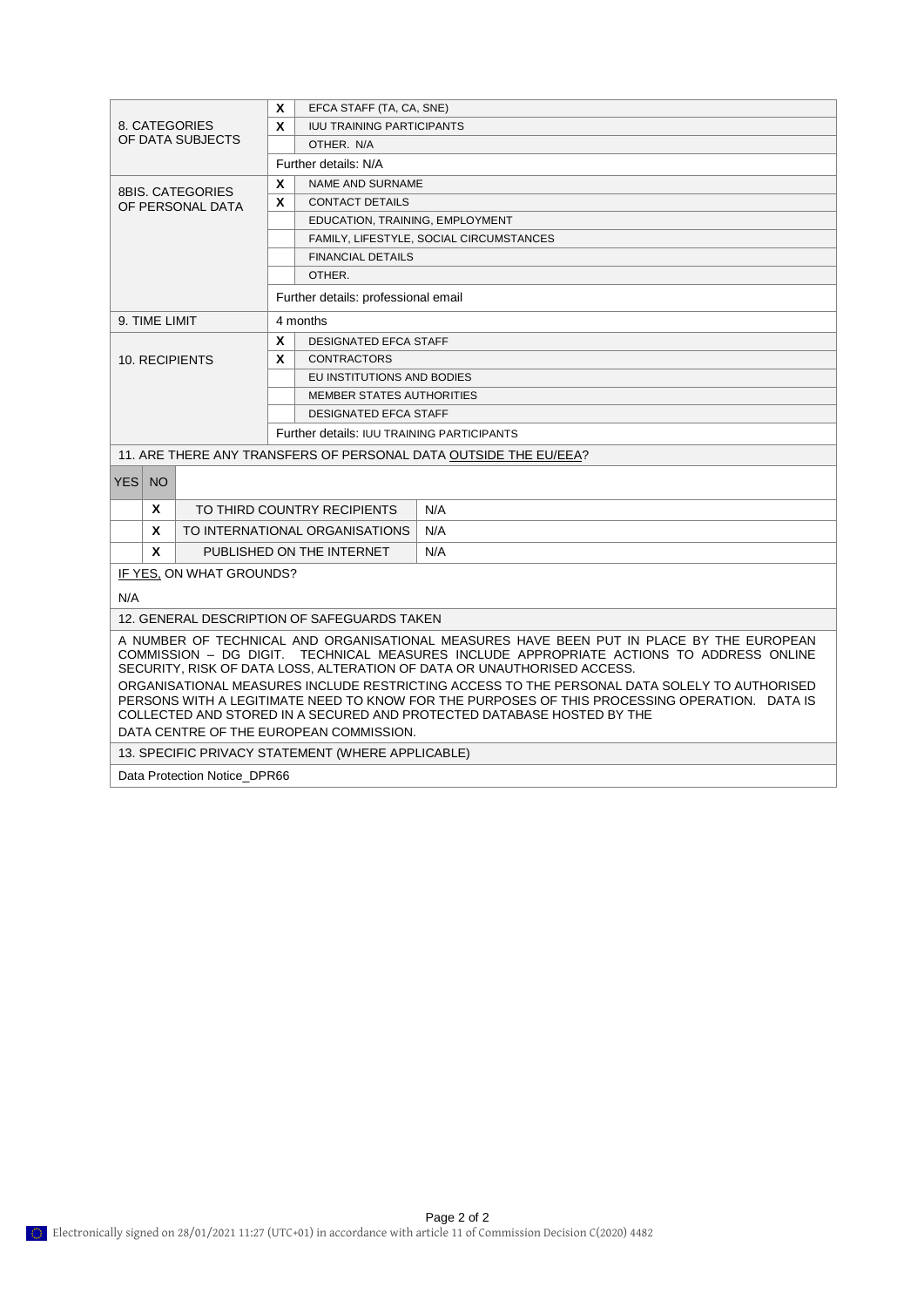| | | |
|---|---|---|
| 8. CATEGORIES OF DATA SUBJECTS | X | EFCA STAFF (TA, CA, SNE) |
| | X | IUU TRAINING PARTICIPANTS |
| | | OTHER. N/A |
| | Further details: N/A | |
| 8BIS. CATEGORIES OF PERSONAL DATA | X | NAME AND SURNAME |
| | X | CONTACT DETAILS |
| | | EDUCATION, TRAINING, EMPLOYMENT |
| | | FAMILY, LIFESTYLE, SOCIAL CIRCUMSTANCES |
| | | FINANCIAL DETAILS |
| | | OTHER. |
| | Further details: professional email | |
| 9. TIME LIMIT | 4 months | |
| 10. RECIPIENTS | X | DESIGNATED EFCA STAFF |
| | X | CONTRACTORS |
| | | EU INSTITUTIONS AND BODIES |
| | | MEMBER STATES AUTHORITIES |
| | | DESIGNATED EFCA STAFF |
| | Further details: IUU TRAINING PARTICIPANTS | |

11. ARE THERE ANY TRANSFERS OF PERSONAL DATA OUTSIDE THE EU/EEA?

| YES | NO | | |
|---|---|---|---|
| | X | TO THIRD COUNTRY RECIPIENTS | N/A |
| | X | TO INTERNATIONAL ORGANISATIONS | N/A |
| | X | PUBLISHED ON THE INTERNET | N/A |

IF YES, ON WHAT GROUNDS?

N/A

12. GENERAL DESCRIPTION OF SAFEGUARDS TAKEN

A NUMBER OF TECHNICAL AND ORGANISATIONAL MEASURES HAVE BEEN PUT IN PLACE BY THE EUROPEAN COMMISSION – DG DIGIT. TECHNICAL MEASURES INCLUDE APPROPRIATE ACTIONS TO ADDRESS ONLINE SECURITY, RISK OF DATA LOSS, ALTERATION OF DATA OR UNAUTHORISED ACCESS.

ORGANISATIONAL MEASURES INCLUDE RESTRICTING ACCESS TO THE PERSONAL DATA SOLELY TO AUTHORISED PERSONS WITH A LEGITIMATE NEED TO KNOW FOR THE PURPOSES OF THIS PROCESSING OPERATION. DATA IS COLLECTED AND STORED IN A SECURED AND PROTECTED DATABASE HOSTED BY THE DATA CENTRE OF THE EUROPEAN COMMISSION.

13. SPECIFIC PRIVACY STATEMENT (WHERE APPLICABLE)

Data Protection Notice_DPR66

Electronically signed on 28/01/2021 11:27 (UTC+01) in accordance with article 11 of Commission Decision C(2020) 4482